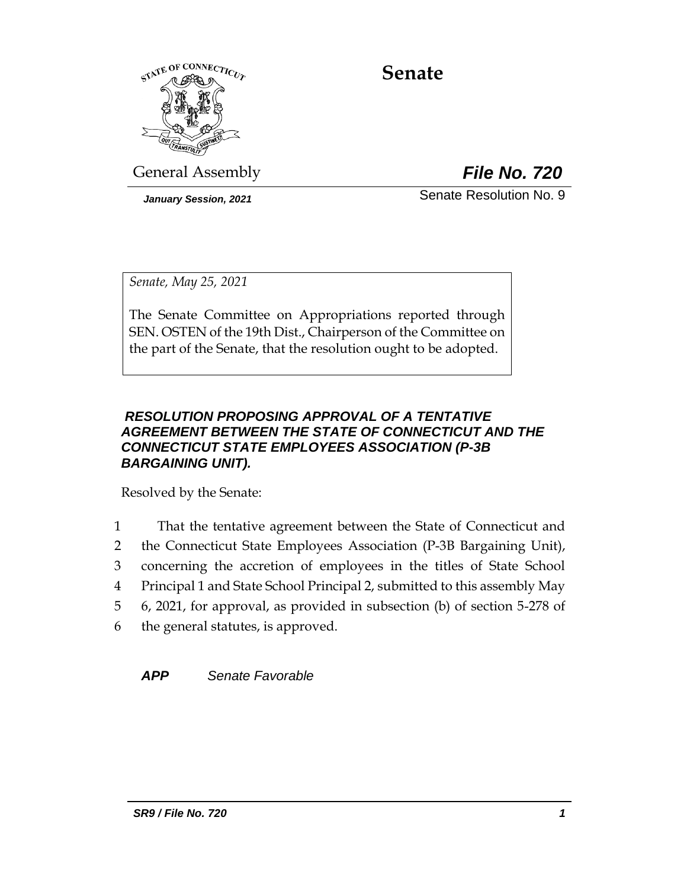# Senate

General Assembly

***File No. 720***

*January Session, 2021*

Senate Resolution No. 9

*Senate, May 25, 2021*

The Senate Committee on Appropriations reported through SEN. OSTEN of the 19th Dist., Chairperson of the Committee on the part of the Senate, that the resolution ought to be adopted.

***RESOLUTION PROPOSING APPROVAL OF A TENTATIVE AGREEMENT BETWEEN THE STATE OF CONNECTICUT AND THE CONNECTICUT STATE EMPLOYEES ASSOCIATION (P-3B BARGAINING UNIT).***

Resolved by the Senate:

1 That the tentative agreement between the State of Connecticut and
2 the Connecticut State Employees Association (P-3B Bargaining Unit),
3 concerning the accretion of employees in the titles of State School
4 Principal 1 and State School Principal 2, submitted to this assembly May
5 6, 2021, for approval, as provided in subsection (b) of section 5-278 of
6 the general statutes, is approved.

***APP*** *Senate Favorable*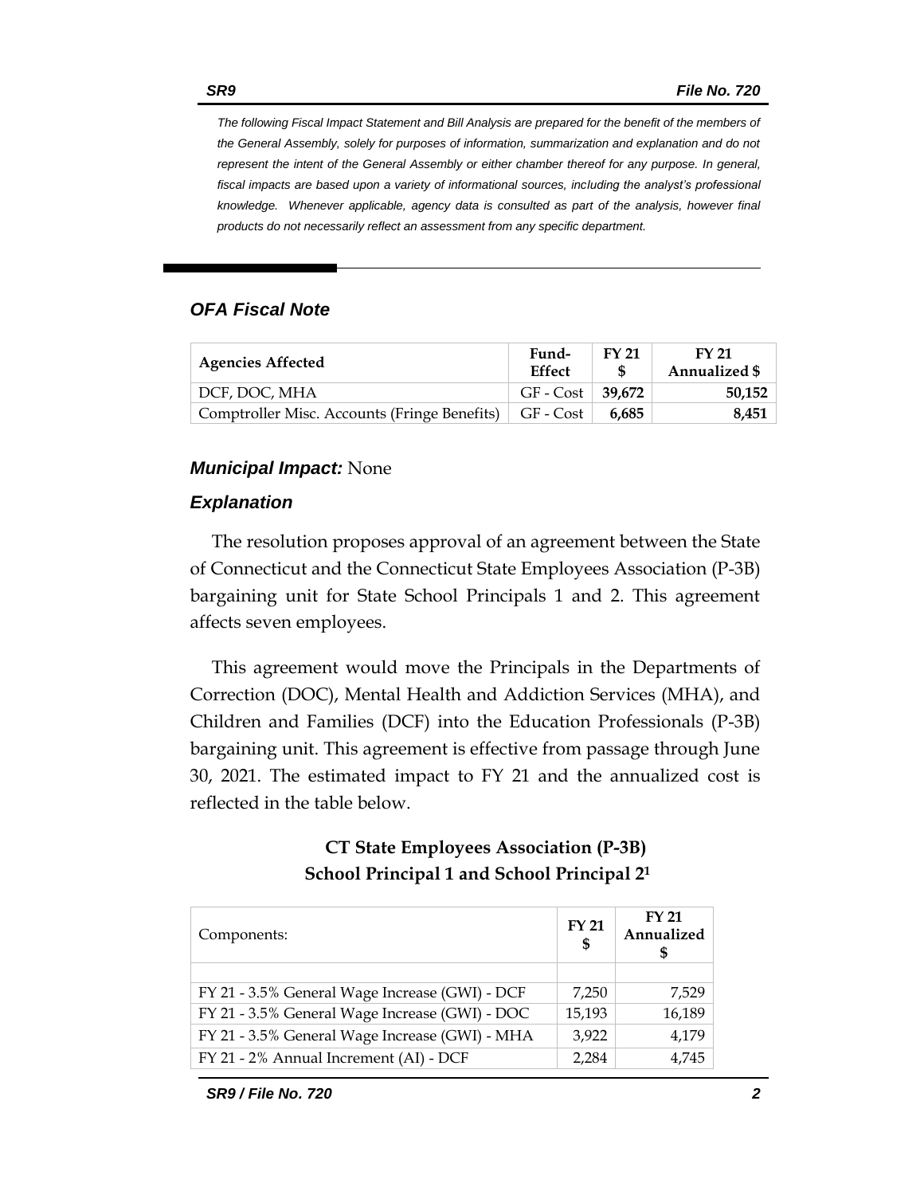*The following Fiscal Impact Statement and Bill Analysis are prepared for the benefit of the members of the General Assembly, solely for purposes of information, summarization and explanation and do not represent the intent of the General Assembly or either chamber thereof for any purpose. In general, fiscal impacts are based upon a variety of informational sources, including the analyst's professional knowledge. Whenever applicable, agency data is consulted as part of the analysis, however final products do not necessarily reflect an assessment from any specific department.*

## *OFA Fiscal Note*

| Agencies Affected | Fund-Effect | FY 21 $ | FY 21 Annualized $ |
|---|---|---|---|
| DCF, DOC, MHA | GF - Cost | **39,672** | **50,152** |
| Comptroller Misc. Accounts (Fringe Benefits) | GF - Cost | **6,685** | **8,451** |

***Municipal Impact:*** None

### *Explanation*

The resolution proposes approval of an agreement between the State of Connecticut and the Connecticut State Employees Association (P-3B) bargaining unit for State School Principals 1 and 2. This agreement affects seven employees.

This agreement would move the Principals in the Departments of Correction (DOC), Mental Health and Addiction Services (MHA), and Children and Families (DCF) into the Education Professionals (P-3B) bargaining unit. This agreement is effective from passage through June 30, 2021. The estimated impact to FY 21 and the annualized cost is reflected in the table below.

**CT State Employees Association (P-3B)**
**School Principal 1 and School Principal 2[1]**

| Components: | FY 21 $ | FY 21 Annualized $ |
|---|---|---|
| | | |
| FY 21 - 3.5% General Wage Increase (GWI) - DCF | 7,250 | 7,529 |
| FY 21 - 3.5% General Wage Increase (GWI) - DOC | 15,193 | 16,189 |
| FY 21 - 3.5% General Wage Increase (GWI) - MHA | 3,922 | 4,179 |
| FY 21 - 2% Annual Increment (AI) - DCF | 2,284 | 4,745 |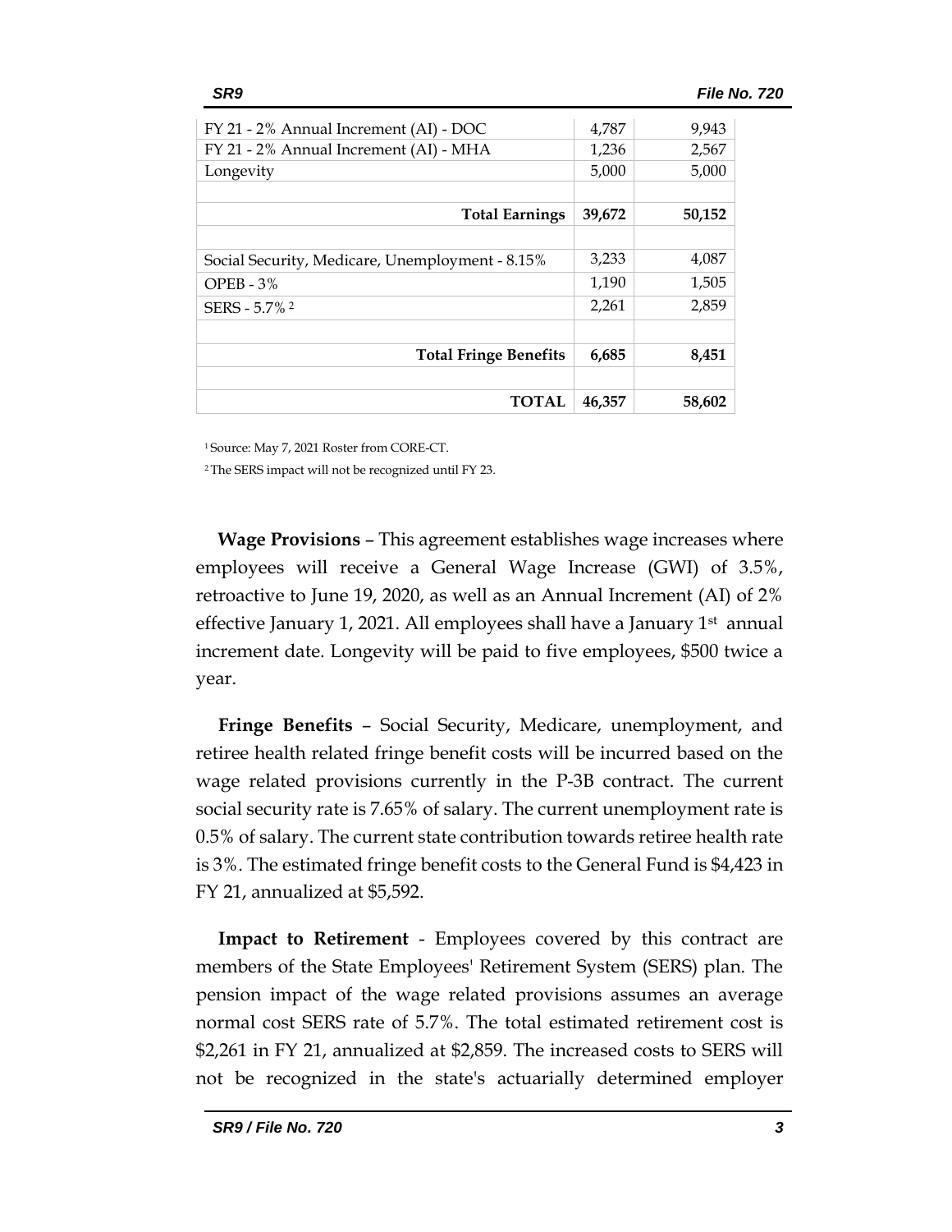| | | |
|---|---|---|
| FY 21 - 2% Annual Increment (AI) - DOC | 4,787 | 9,943 |
| FY 21 - 2% Annual Increment (AI) - MHA | 1,236 | 2,567 |
| Longevity | 5,000 | 5,000 |
| | | |
| **Total Earnings** | **39,672** | **50,152** |
| | | |
| Social Security, Medicare, Unemployment - 8.15% | 3,233 | 4,087 |
| OPEB - 3% | 1,190 | 1,505 |
| SERS - 5.7% [2] | 2,261 | 2,859 |
| | | |
| **Total Fringe Benefits** | **6,685** | **8,451** |
| | | |
| **TOTAL** | **46,357** | **58,602** |

[1] Source: May 7, 2021 Roster from CORE-CT.

[2] The SERS impact will not be recognized until FY 23.

**Wage Provisions** – This agreement establishes wage increases where employees will receive a General Wage Increase (GWI) of 3.5%, retroactive to June 19, 2020, as well as an Annual Increment (AI) of 2% effective January 1, 2021. All employees shall have a January 1st annual increment date. Longevity will be paid to five employees, $500 twice a year.

**Fringe Benefits** – Social Security, Medicare, unemployment, and retiree health related fringe benefit costs will be incurred based on the wage related provisions currently in the P-3B contract. The current social security rate is 7.65% of salary. The current unemployment rate is 0.5% of salary. The current state contribution towards retiree health rate is 3%. The estimated fringe benefit costs to the General Fund is $4,423 in FY 21, annualized at $5,592.

**Impact to Retirement** - Employees covered by this contract are members of the State Employees' Retirement System (SERS) plan. The pension impact of the wage related provisions assumes an average normal cost SERS rate of 5.7%. The total estimated retirement cost is $2,261 in FY 21, annualized at $2,859. The increased costs to SERS will not be recognized in the state's actuarially determined employer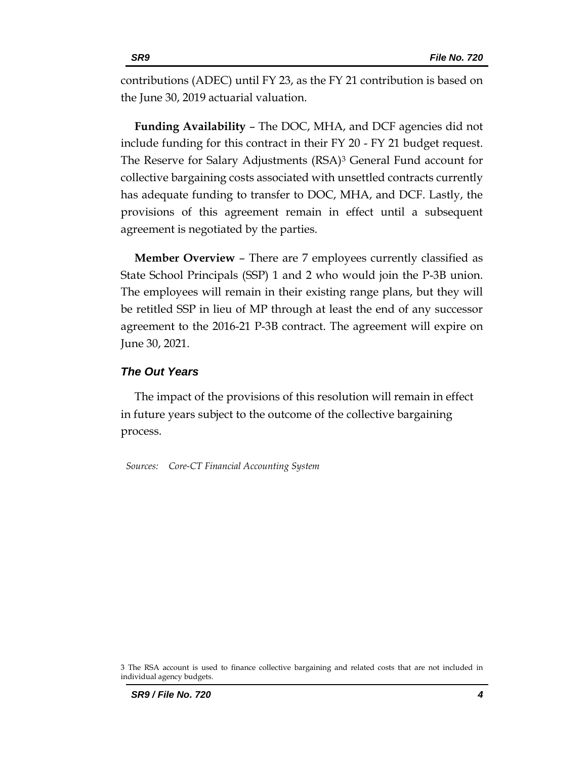contributions (ADEC) until FY 23, as the FY 21 contribution is based on the June 30, 2019 actuarial valuation.

**Funding Availability** – The DOC, MHA, and DCF agencies did not include funding for this contract in their FY 20 - FY 21 budget request. The Reserve for Salary Adjustments (RSA)[3] General Fund account for collective bargaining costs associated with unsettled contracts currently has adequate funding to transfer to DOC, MHA, and DCF. Lastly, the provisions of this agreement remain in effect until a subsequent agreement is negotiated by the parties.

**Member Overview** – There are 7 employees currently classified as State School Principals (SSP) 1 and 2 who would join the P-3B union. The employees will remain in their existing range plans, but they will be retitled SSP in lieu of MP through at least the end of any successor agreement to the 2016-21 P-3B contract. The agreement will expire on June 30, 2021.

### *The Out Years*

The impact of the provisions of this resolution will remain in effect in future years subject to the outcome of the collective bargaining process.

*Sources: Core-CT Financial Accounting System*

[3] The RSA account is used to finance collective bargaining and related costs that are not included in individual agency budgets.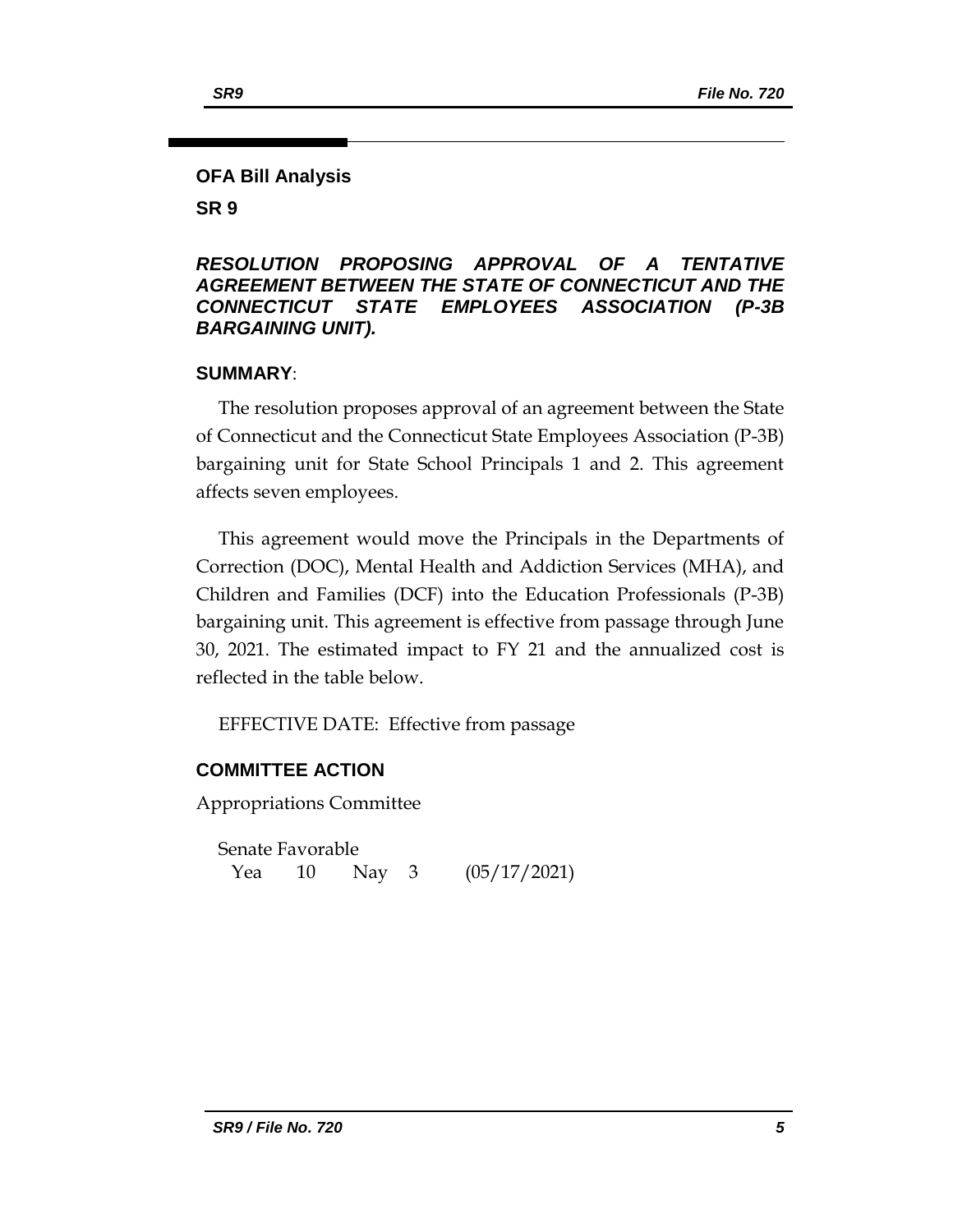## OFA Bill Analysis

## SR 9

### *RESOLUTION PROPOSING APPROVAL OF A TENTATIVE AGREEMENT BETWEEN THE STATE OF CONNECTICUT AND THE CONNECTICUT STATE EMPLOYEES ASSOCIATION (P-3B BARGAINING UNIT).*

### SUMMARY:

The resolution proposes approval of an agreement between the State of Connecticut and the Connecticut State Employees Association (P-3B) bargaining unit for State School Principals 1 and 2. This agreement affects seven employees.

This agreement would move the Principals in the Departments of Correction (DOC), Mental Health and Addiction Services (MHA), and Children and Families (DCF) into the Education Professionals (P-3B) bargaining unit. This agreement is effective from passage through June 30, 2021. The estimated impact to FY 21 and the annualized cost is reflected in the table below.

EFFECTIVE DATE: Effective from passage

### COMMITTEE ACTION

Appropriations Committee

Senate Favorable

| | | | | |
|---|---|---|---|---|
| Yea | 10 | Nay | 3 | (05/17/2021) |